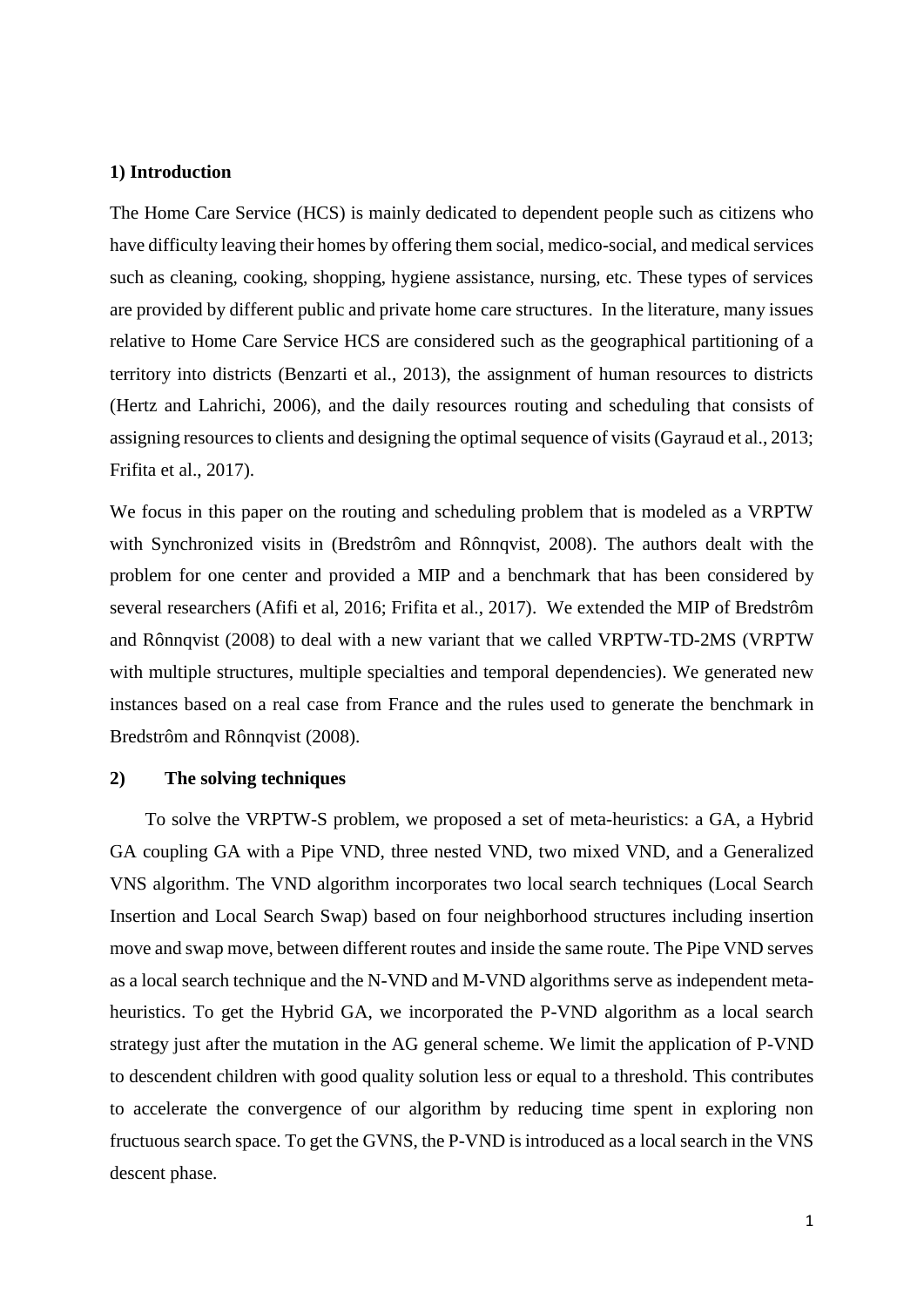## 1) Introduction

The Home Care Service (HCS) is mainly dedicated to dependent people such as citizens who have difficulty leaving their homes by offering them social, medico-social, and medical services such as cleaning, cooking, shopping, hygiene assistance, nursing, etc. These types of services are provided by different public and private home care structures. In the literature, many issues relative to Home Care Service HCS are considered such as the geographical partitioning of a territory into districts (Benzarti et al., 2013), the assignment of human resources to districts (Hertz and Lahrichi, 2006), and the daily resources routing and scheduling that consists of assigning resources to clients and designing the optimal sequence of visits (Gayraud et al., 2013; Frifita et al., 2017).

We focus in this paper on the routing and scheduling problem that is modeled as a VRPTW with Synchronized visits in (Bredstrôm and Rônnqvist, 2008). The authors dealt with the problem for one center and provided a MIP and a benchmark that has been considered by several researchers (Afifi et al, 2016; Frifita et al., 2017). We extended the MIP of Bredstrôm and Rônnqvist (2008) to deal with a new variant that we called VRPTW-TD-2MS (VRPTW with multiple structures, multiple specialties and temporal dependencies). We generated new instances based on a real case from France and the rules used to generate the benchmark in Bredstrôm and Rônnqvist (2008).

## 2) The solving techniques

To solve the VRPTW-S problem, we proposed a set of meta-heuristics: a GA, a Hybrid GA coupling GA with a Pipe VND, three nested VND, two mixed VND, and a Generalized VNS algorithm. The VND algorithm incorporates two local search techniques (Local Search Insertion and Local Search Swap) based on four neighborhood structures including insertion move and swap move, between different routes and inside the same route. The Pipe VND serves as a local search technique and the N-VND and M-VND algorithms serve as independent meta-heuristics. To get the Hybrid GA, we incorporated the P-VND algorithm as a local search strategy just after the mutation in the AG general scheme. We limit the application of P-VND to descendent children with good quality solution less or equal to a threshold. This contributes to accelerate the convergence of our algorithm by reducing time spent in exploring non fructuous search space. To get the GVNS, the P-VND is introduced as a local search in the VNS descent phase.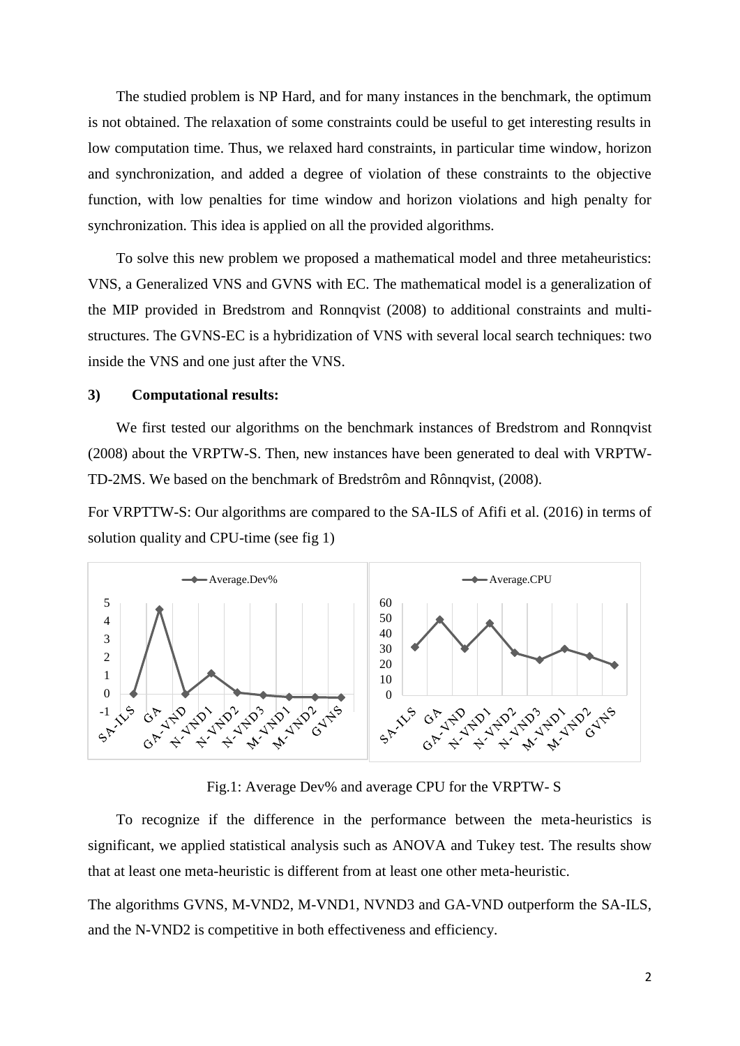The studied problem is NP Hard, and for many instances in the benchmark, the optimum is not obtained. The relaxation of some constraints could be useful to get interesting results in low computation time. Thus, we relaxed hard constraints, in particular time window, horizon and synchronization, and added a degree of violation of these constraints to the objective function, with low penalties for time window and horizon violations and high penalty for synchronization. This idea is applied on all the provided algorithms.

To solve this new problem we proposed a mathematical model and three metaheuristics: VNS, a Generalized VNS and GVNS with EC. The mathematical model is a generalization of the MIP provided in Bredstrom and Ronnqvist (2008) to additional constraints and multi-structures. The GVNS-EC is a hybridization of VNS with several local search techniques: two inside the VNS and one just after the VNS.

### 3) Computational results:

We first tested our algorithms on the benchmark instances of Bredstrom and Ronnqvist (2008) about the VRPTW-S. Then, new instances have been generated to deal with VRPTW-TD-2MS. We based on the benchmark of Bredstrôm and Rônnqvist, (2008).

For VRPTTW-S: Our algorithms are compared to the SA-ILS of Afifi et al. (2016) in terms of solution quality and CPU-time (see fig 1)

Fig.1: Average Dev% and average CPU for the VRPTW- S

To recognize if the difference in the performance between the meta-heuristics is significant, we applied statistical analysis such as ANOVA and Tukey test. The results show that at least one meta-heuristic is different from at least one other meta-heuristic.

The algorithms GVNS, M-VND2, M-VND1, NVND3 and GA-VND outperform the SA-ILS, and the N-VND2 is competitive in both effectiveness and efficiency.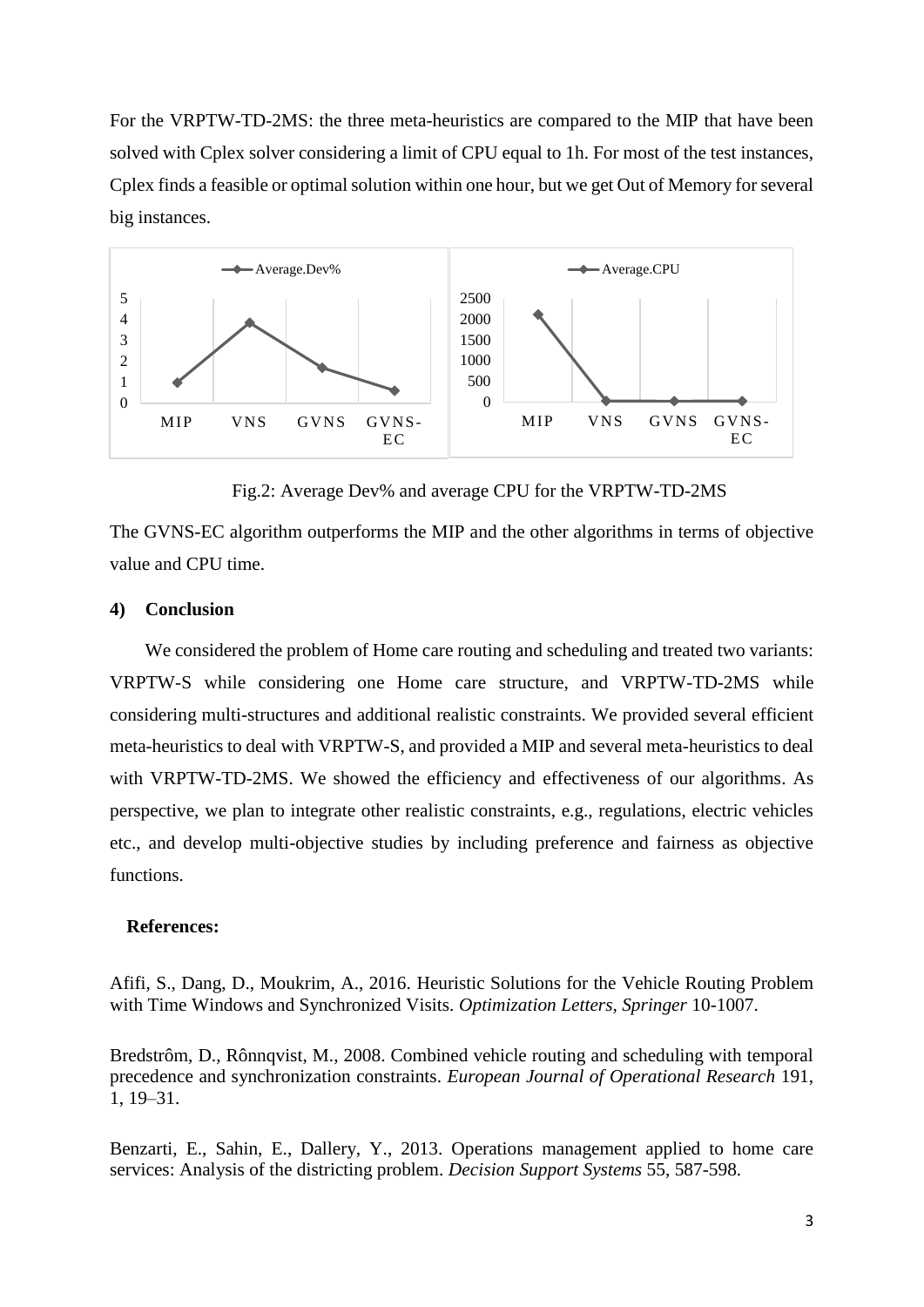For the VRPTW-TD-2MS: the three meta-heuristics are compared to the MIP that have been solved with Cplex solver considering a limit of CPU equal to 1h. For most of the test instances, Cplex finds a feasible or optimal solution within one hour, but we get Out of Memory for several big instances.

Fig.2: Average Dev% and average CPU for the VRPTW-TD-2MS

The GVNS-EC algorithm outperforms the MIP and the other algorithms in terms of objective value and CPU time.

### 4) Conclusion

We considered the problem of Home care routing and scheduling and treated two variants: VRPTW-S while considering one Home care structure, and VRPTW-TD-2MS while considering multi-structures and additional realistic constraints. We provided several efficient meta-heuristics to deal with VRPTW-S, and provided a MIP and several meta-heuristics to deal with VRPTW-TD-2MS. We showed the efficiency and effectiveness of our algorithms. As perspective, we plan to integrate other realistic constraints, e.g., regulations, electric vehicles etc., and develop multi-objective studies by including preference and fairness as objective functions.

### References:

Afifi, S., Dang, D., Moukrim, A., 2016. Heuristic Solutions for the Vehicle Routing Problem with Time Windows and Synchronized Visits. *Optimization Letters*, *Springer* 10-1007.

Bredstrôm, D., Rônnqvist, M., 2008. Combined vehicle routing and scheduling with temporal precedence and synchronization constraints. *European Journal of Operational Research* 191, 1, 19–31.

Benzarti, E., Sahin, E., Dallery, Y., 2013. Operations management applied to home care services: Analysis of the districting problem. *Decision Support Systems* 55, 587-598.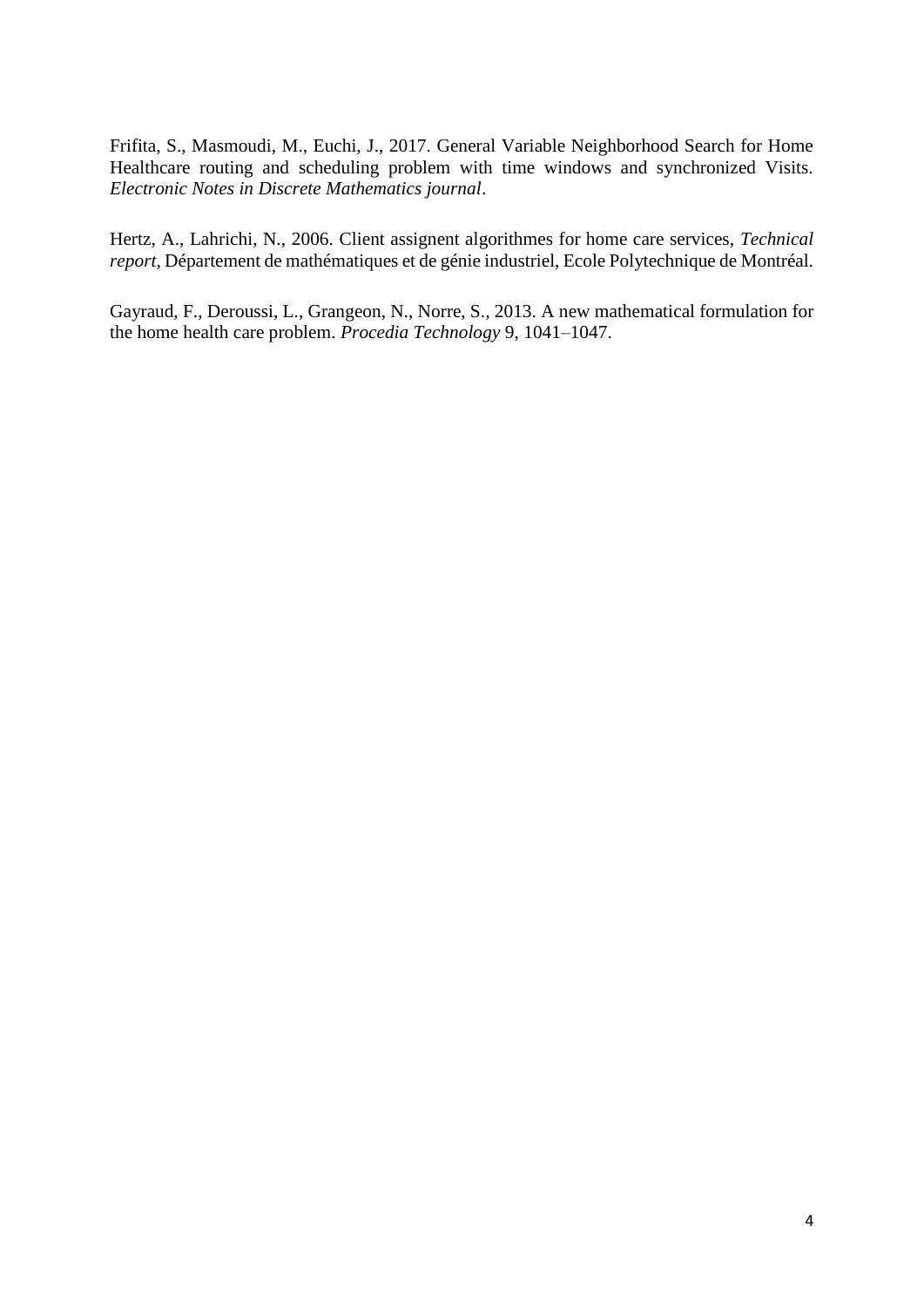Frifita, S., Masmoudi, M., Euchi, J., 2017. General Variable Neighborhood Search for Home Healthcare routing and scheduling problem with time windows and synchronized Visits. *Electronic Notes in Discrete Mathematics journal*.

Hertz, A., Lahrichi, N., 2006. Client assignent algorithmes for home care services, *Technical report*, Département de mathématiques et de génie industriel, Ecole Polytechnique de Montréal.

Gayraud, F., Deroussi, L., Grangeon, N., Norre, S., 2013. A new mathematical formulation for the home health care problem. *Procedia Technology* 9, 1041–1047.